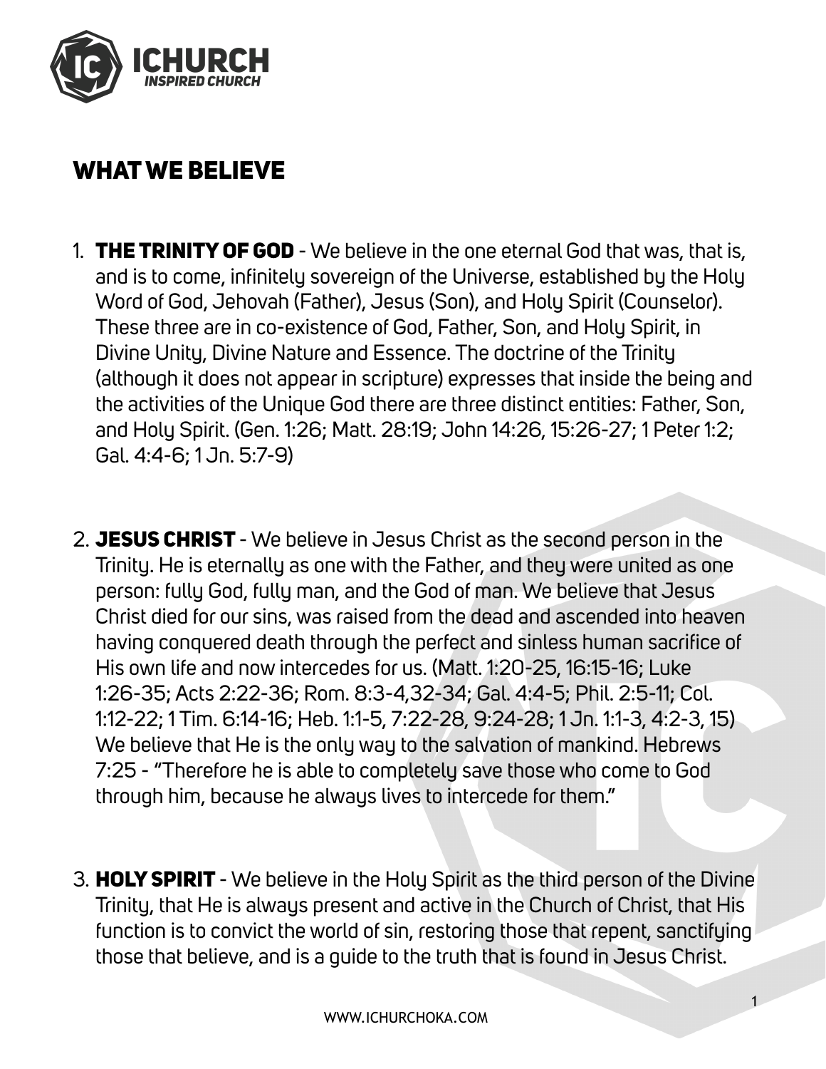# WHAT WE BELIEVE

1. **THE TRINITY OF GOD** - We believe in the one eternal God that was, that is, and is to come, infinitely sovereign of the Universe, established by the Holy Word of God, Jehovah (Father), Jesus (Son), and Holy Spirit (Counselor). These three are in co-existence of God, Father, Son, and Holy Spirit, in Divine Unity, Divine Nature and Essence. The doctrine of the Trinity (although it does not appear in scripture) expresses that inside the being and the activities of the Unique God there are three distinct entities: Father, Son, and Holy Spirit. (Gen. 1:26; Matt. 28:19; John 14:26, 15:26-27; 1 Peter 1:2; Gal. 4:4-6; 1 Jn. 5:7-9)

2. **JESUS CHRIST** - We believe in Jesus Christ as the second person in the Trinity. He is eternally as one with the Father, and they were united as one person: fully God, fully man, and the God of man. We believe that Jesus Christ died for our sins, was raised from the dead and ascended into heaven having conquered death through the perfect and sinless human sacrifice of His own life and now intercedes for us. (Matt. 1:20-25, 16:15-16; Luke 1:26-35; Acts 2:22-36; Rom. 8:3-4,32-34; Gal. 4:4-5; Phil. 2:5-11; Col. 1:12-22; 1 Tim. 6:14-16; Heb. 1:1-5, 7:22-28, 9:24-28; 1 Jn. 1:1-3, 4:2-3, 15) We believe that He is the only way to the salvation of mankind. Hebrews 7:25 - "Therefore he is able to completely save those who come to God through him, because he always lives to intercede for them."

3. **HOLY SPIRIT** - We believe in the Holy Spirit as the third person of the Divine Trinity, that He is always present and active in the Church of Christ, that His function is to convict the world of sin, restoring those that repent, sanctifying those that believe, and is a guide to the truth that is found in Jesus Christ.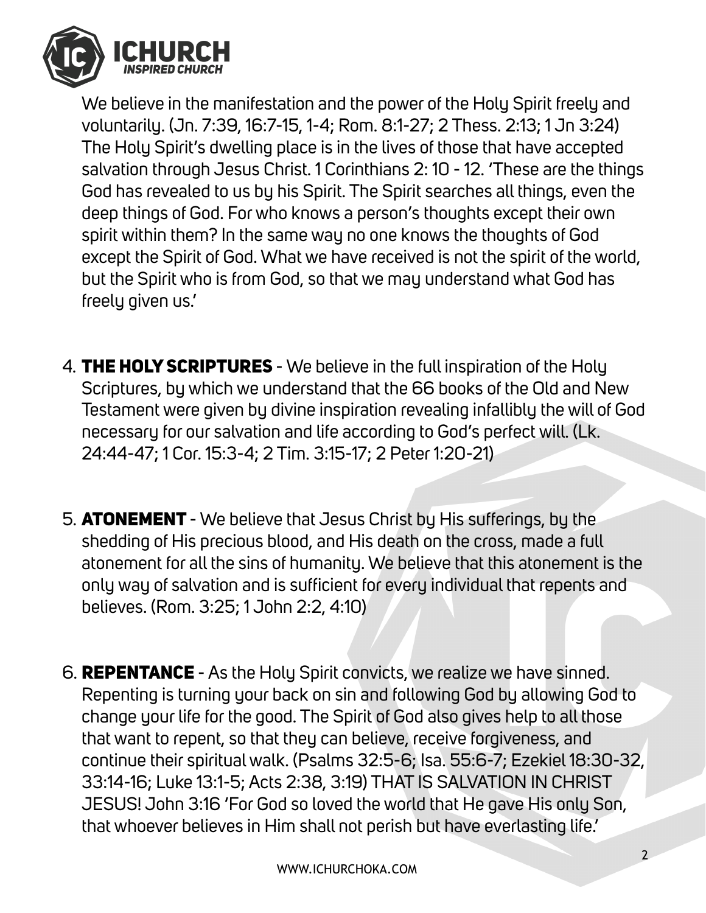We believe in the manifestation and the power of the Holy Spirit freely and voluntarily. (Jn. 7:39, 16:7-15, 1-4; Rom. 8:1-27; 2 Thess. 2:13; 1 Jn 3:24) The Holy Spirit's dwelling place is in the lives of those that have accepted salvation through Jesus Christ. 1 Corinthians 2: 10 - 12. 'These are the things God has revealed to us by his Spirit. The Spirit searches all things, even the deep things of God. For who knows a person's thoughts except their own spirit within them? In the same way no one knows the thoughts of God except the Spirit of God. What we have received is not the spirit of the world, but the Spirit who is from God, so that we may understand what God has freely given us.'

4. **THE HOLY SCRIPTURES** - We believe in the full inspiration of the Holy Scriptures, by which we understand that the 66 books of the Old and New Testament were given by divine inspiration revealing infallibly the will of God necessary for our salvation and life according to God's perfect will. (Lk. 24:44-47; 1 Cor. 15:3-4; 2 Tim. 3:15-17; 2 Peter 1:20-21)

5. **ATONEMENT** - We believe that Jesus Christ by His sufferings, by the shedding of His precious blood, and His death on the cross, made a full atonement for all the sins of humanity. We believe that this atonement is the only way of salvation and is sufficient for every individual that repents and believes. (Rom. 3:25; 1 John 2:2, 4:10)

6. **REPENTANCE** - As the Holy Spirit convicts, we realize we have sinned. Repenting is turning your back on sin and following God by allowing God to change your life for the good. The Spirit of God also gives help to all those that want to repent, so that they can believe, receive forgiveness, and continue their spiritual walk. (Psalms 32:5-6; Isa. 55:6-7; Ezekiel 18:30-32, 33:14-16; Luke 13:1-5; Acts 2:38, 3:19) THAT IS SALVATION IN CHRIST JESUS! John 3:16 'For God so loved the world that He gave His only Son, that whoever believes in Him shall not perish but have everlasting life.'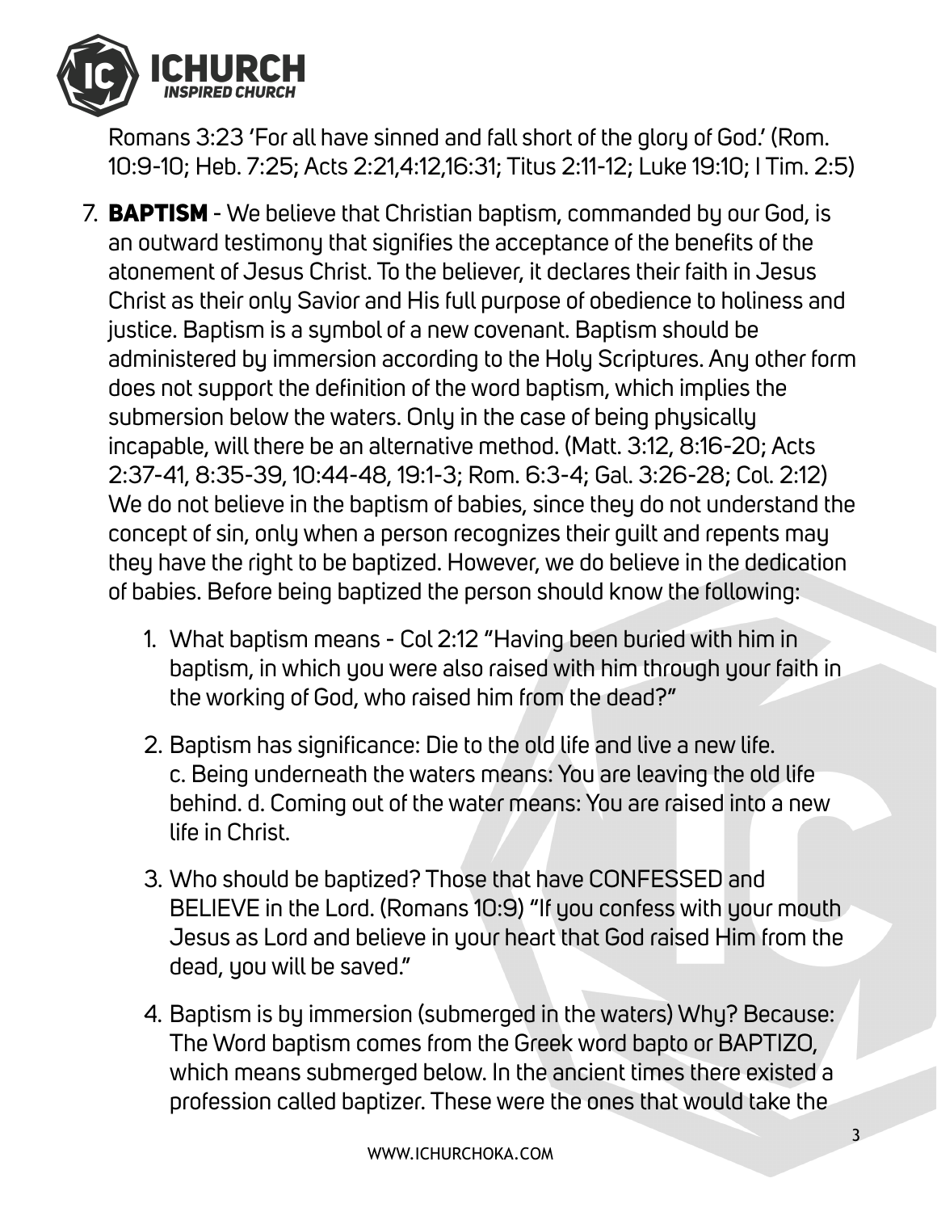Romans 3:23 'For all have sinned and fall short of the glory of God.' (Rom. 10:9-10; Heb. 7:25; Acts 2:21,4:12,16:31; Titus 2:11-12; Luke 19:10; I Tim. 2:5)

7. **BAPTISM** - We believe that Christian baptism, commanded by our God, is an outward testimony that signifies the acceptance of the benefits of the atonement of Jesus Christ. To the believer, it declares their faith in Jesus Christ as their only Savior and His full purpose of obedience to holiness and justice. Baptism is a symbol of a new covenant. Baptism should be administered by immersion according to the Holy Scriptures. Any other form does not support the definition of the word baptism, which implies the submersion below the waters. Only in the case of being physically incapable, will there be an alternative method. (Matt. 3:12, 8:16-20; Acts 2:37-41, 8:35-39, 10:44-48, 19:1-3; Rom. 6:3-4; Gal. 3:26-28; Col. 2:12) We do not believe in the baptism of babies, since they do not understand the concept of sin, only when a person recognizes their guilt and repents may they have the right to be baptized. However, we do believe in the dedication of babies. Before being baptized the person should know the following:

    1. What baptism means - Col 2:12 "Having been buried with him in baptism, in which you were also raised with him through your faith in the working of God, who raised him from the dead?"

    2. Baptism has significance: Die to the old life and live a new life. c. Being underneath the waters means: You are leaving the old life behind. d. Coming out of the water means: You are raised into a new life in Christ.

    3. Who should be baptized? Those that have CONFESSED and BELIEVE in the Lord. (Romans 10:9) "If you confess with your mouth Jesus as Lord and believe in your heart that God raised Him from the dead, you will be saved."

    4. Baptism is by immersion (submerged in the waters) Why? Because: The Word baptism comes from the Greek word bapto or BAPTIZO, which means submerged below. In the ancient times there existed a profession called baptizer. These were the ones that would take the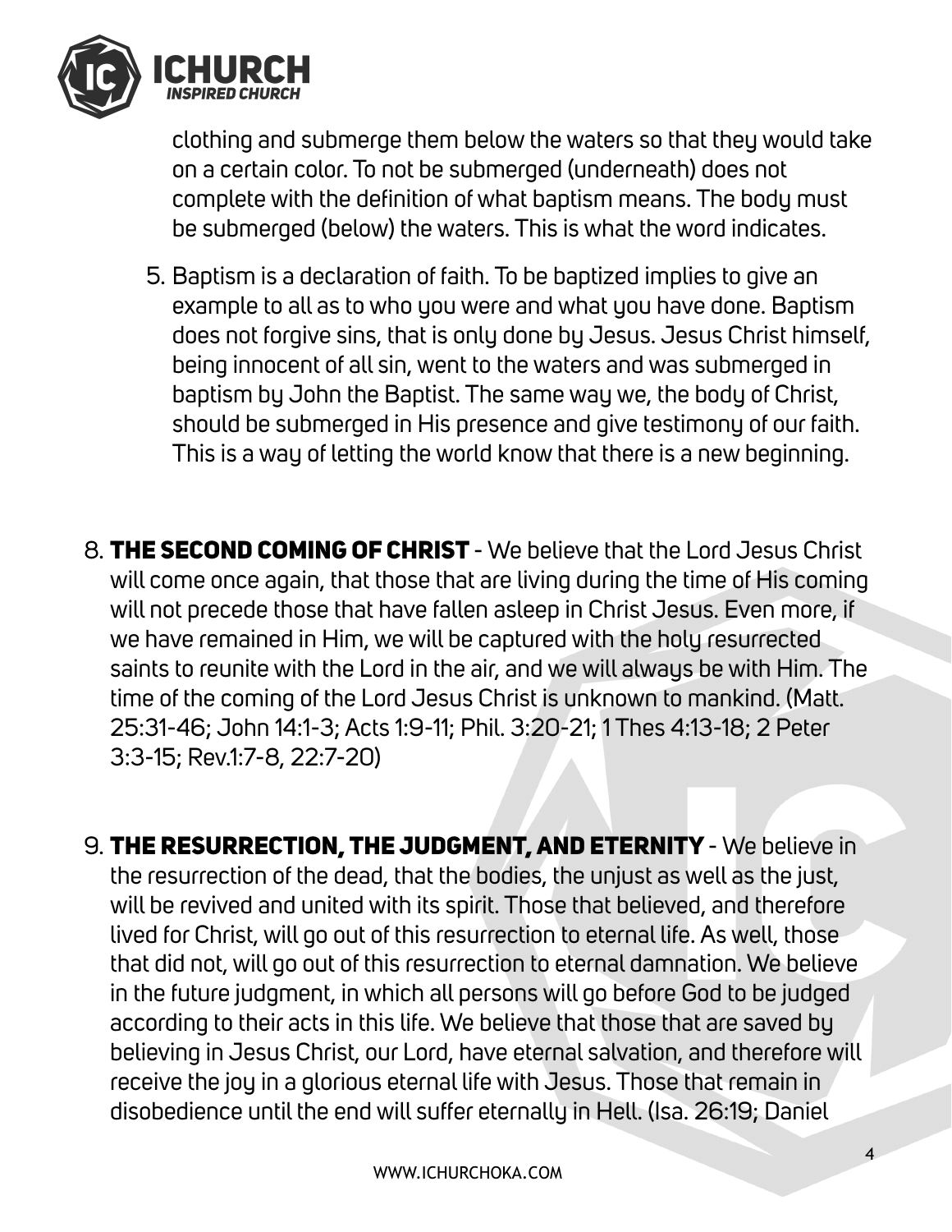clothing and submerge them below the waters so that they would take on a certain color. To not be submerged (underneath) does not complete with the definition of what baptism means. The body must be submerged (below) the waters. This is what the word indicates.

5. Baptism is a declaration of faith. To be baptized implies to give an example to all as to who you were and what you have done. Baptism does not forgive sins, that is only done by Jesus. Jesus Christ himself, being innocent of all sin, went to the waters and was submerged in baptism by John the Baptist. The same way we, the body of Christ, should be submerged in His presence and give testimony of our faith. This is a way of letting the world know that there is a new beginning.

8. **THE SECOND COMING OF CHRIST** - We believe that the Lord Jesus Christ will come once again, that those that are living during the time of His coming will not precede those that have fallen asleep in Christ Jesus. Even more, if we have remained in Him, we will be captured with the holy resurrected saints to reunite with the Lord in the air, and we will always be with Him. The time of the coming of the Lord Jesus Christ is unknown to mankind. (Matt. 25:31-46; John 14:1-3; Acts 1:9-11; Phil. 3:20-21; 1 Thes 4:13-18; 2 Peter 3:3-15; Rev.1:7-8, 22:7-20)

9. **THE RESURRECTION, THE JUDGMENT, AND ETERNITY** - We believe in the resurrection of the dead, that the bodies, the unjust as well as the just, will be revived and united with its spirit. Those that believed, and therefore lived for Christ, will go out of this resurrection to eternal life. As well, those that did not, will go out of this resurrection to eternal damnation. We believe in the future judgment, in which all persons will go before God to be judged according to their acts in this life. We believe that those that are saved by believing in Jesus Christ, our Lord, have eternal salvation, and therefore will receive the joy in a glorious eternal life with Jesus. Those that remain in disobedience until the end will suffer eternally in Hell. (Isa. 26:19; Daniel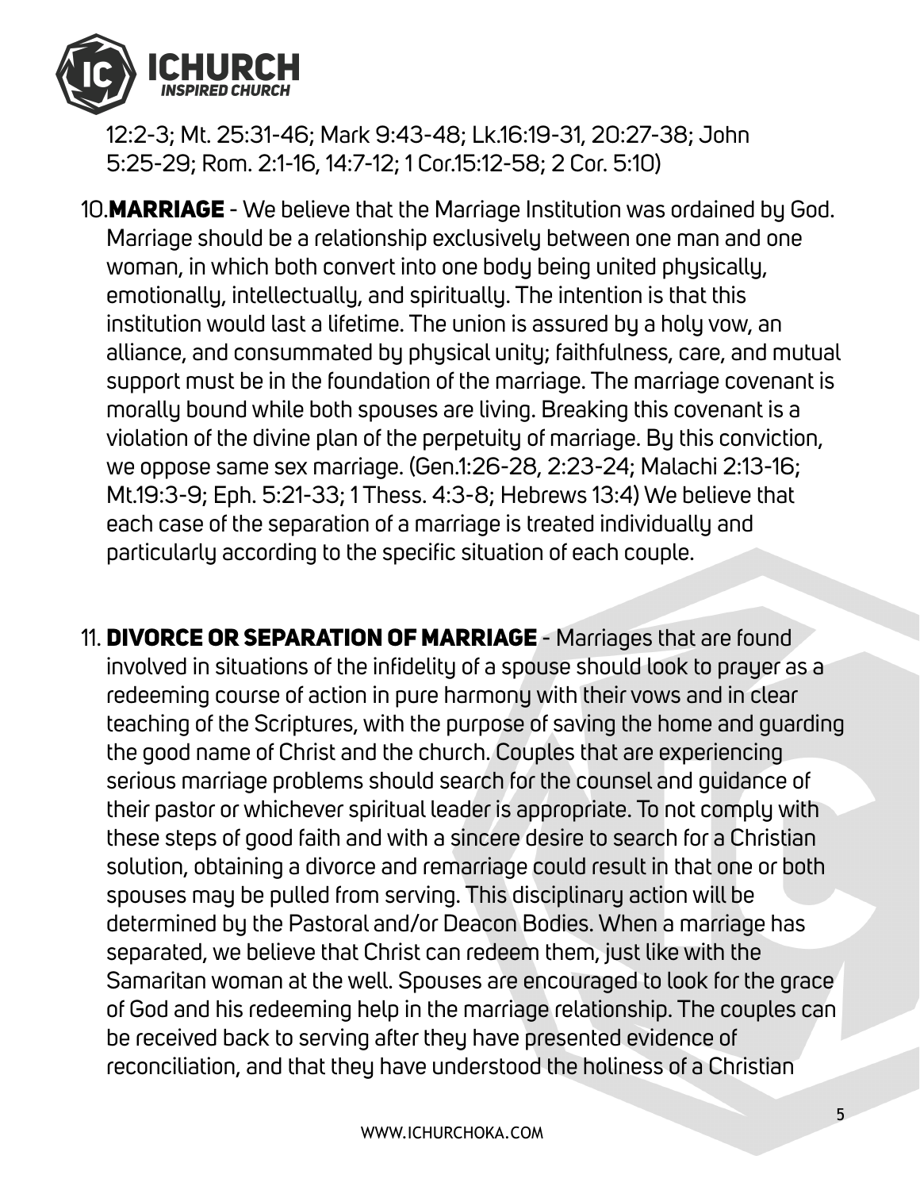12:2-3; Mt. 25:31-46; Mark 9:43-48; Lk.16:19-31, 20:27-38; John 5:25-29; Rom. 2:1-16, 14:7-12; 1 Cor.15:12-58; 2 Cor. 5:10)

10. **MARRIAGE** - We believe that the Marriage Institution was ordained by God. Marriage should be a relationship exclusively between one man and one woman, in which both convert into one body being united physically, emotionally, intellectually, and spiritually. The intention is that this institution would last a lifetime. The union is assured by a holy vow, an alliance, and consummated by physical unity; faithfulness, care, and mutual support must be in the foundation of the marriage. The marriage covenant is morally bound while both spouses are living. Breaking this covenant is a violation of the divine plan of the perpetuity of marriage. By this conviction, we oppose same sex marriage. (Gen.1:26-28, 2:23-24; Malachi 2:13-16; Mt.19:3-9; Eph. 5:21-33; 1 Thess. 4:3-8; Hebrews 13:4) We believe that each case of the separation of a marriage is treated individually and particularly according to the specific situation of each couple.

11. **DIVORCE OR SEPARATION OF MARRIAGE** - Marriages that are found involved in situations of the infidelity of a spouse should look to prayer as a redeeming course of action in pure harmony with their vows and in clear teaching of the Scriptures, with the purpose of saving the home and guarding the good name of Christ and the church. Couples that are experiencing serious marriage problems should search for the counsel and guidance of their pastor or whichever spiritual leader is appropriate. To not comply with these steps of good faith and with a sincere desire to search for a Christian solution, obtaining a divorce and remarriage could result in that one or both spouses may be pulled from serving. This disciplinary action will be determined by the Pastoral and/or Deacon Bodies. When a marriage has separated, we believe that Christ can redeem them, just like with the Samaritan woman at the well. Spouses are encouraged to look for the grace of God and his redeeming help in the marriage relationship. The couples can be received back to serving after they have presented evidence of reconciliation, and that they have understood the holiness of a Christian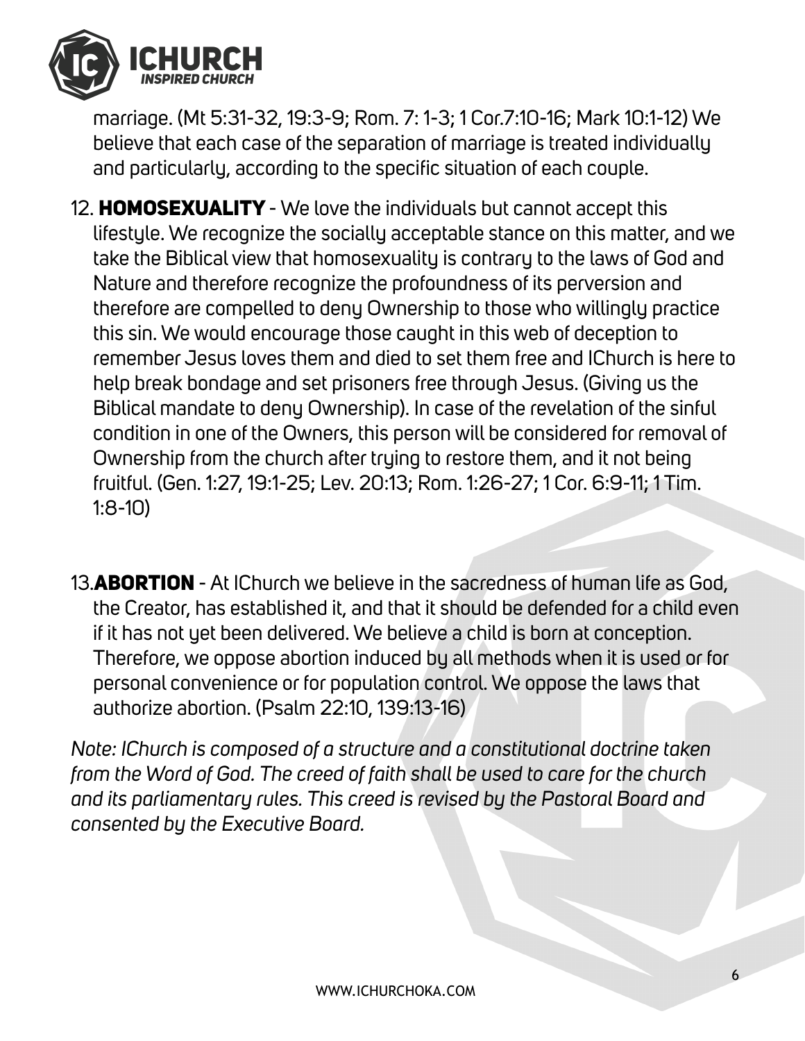marriage. (Mt 5:31-32, 19:3-9; Rom. 7: 1-3; 1 Cor.7:10-16; Mark 10:1-12) We believe that each case of the separation of marriage is treated individually and particularly, according to the specific situation of each couple.

12. **HOMOSEXUALITY** - We love the individuals but cannot accept this lifestyle. We recognize the socially acceptable stance on this matter, and we take the Biblical view that homosexuality is contrary to the laws of God and Nature and therefore recognize the profoundness of its perversion and therefore are compelled to deny Ownership to those who willingly practice this sin. We would encourage those caught in this web of deception to remember Jesus loves them and died to set them free and IChurch is here to help break bondage and set prisoners free through Jesus. (Giving us the Biblical mandate to deny Ownership). In case of the revelation of the sinful condition in one of the Owners, this person will be considered for removal of Ownership from the church after trying to restore them, and it not being fruitful. (Gen. 1:27, 19:1-25; Lev. 20:13; Rom. 1:26-27; 1 Cor. 6:9-11; 1 Tim. 1:8-10)

13. **ABORTION** - At IChurch we believe in the sacredness of human life as God, the Creator, has established it, and that it should be defended for a child even if it has not yet been delivered. We believe a child is born at conception. Therefore, we oppose abortion induced by all methods when it is used or for personal convenience or for population control. We oppose the laws that authorize abortion. (Psalm 22:10, 139:13-16)

*Note: IChurch is composed of a structure and a constitutional doctrine taken from the Word of God. The creed of faith shall be used to care for the church and its parliamentary rules. This creed is revised by the Pastoral Board and consented by the Executive Board.*